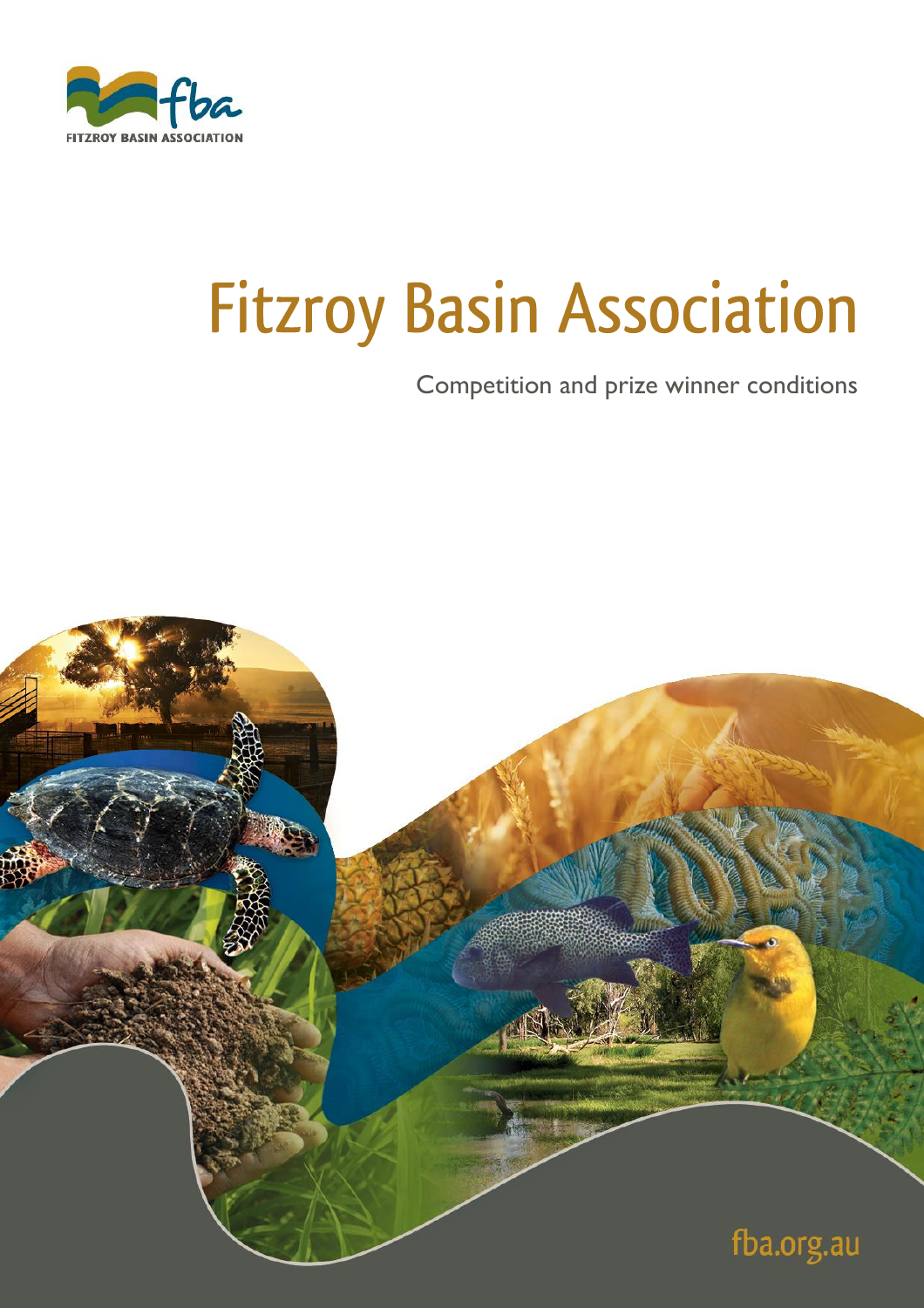FITZROY BASIN ASSOCIATION

# Fitzroy Basin Association

Competition and prize winner conditions

fba.org.au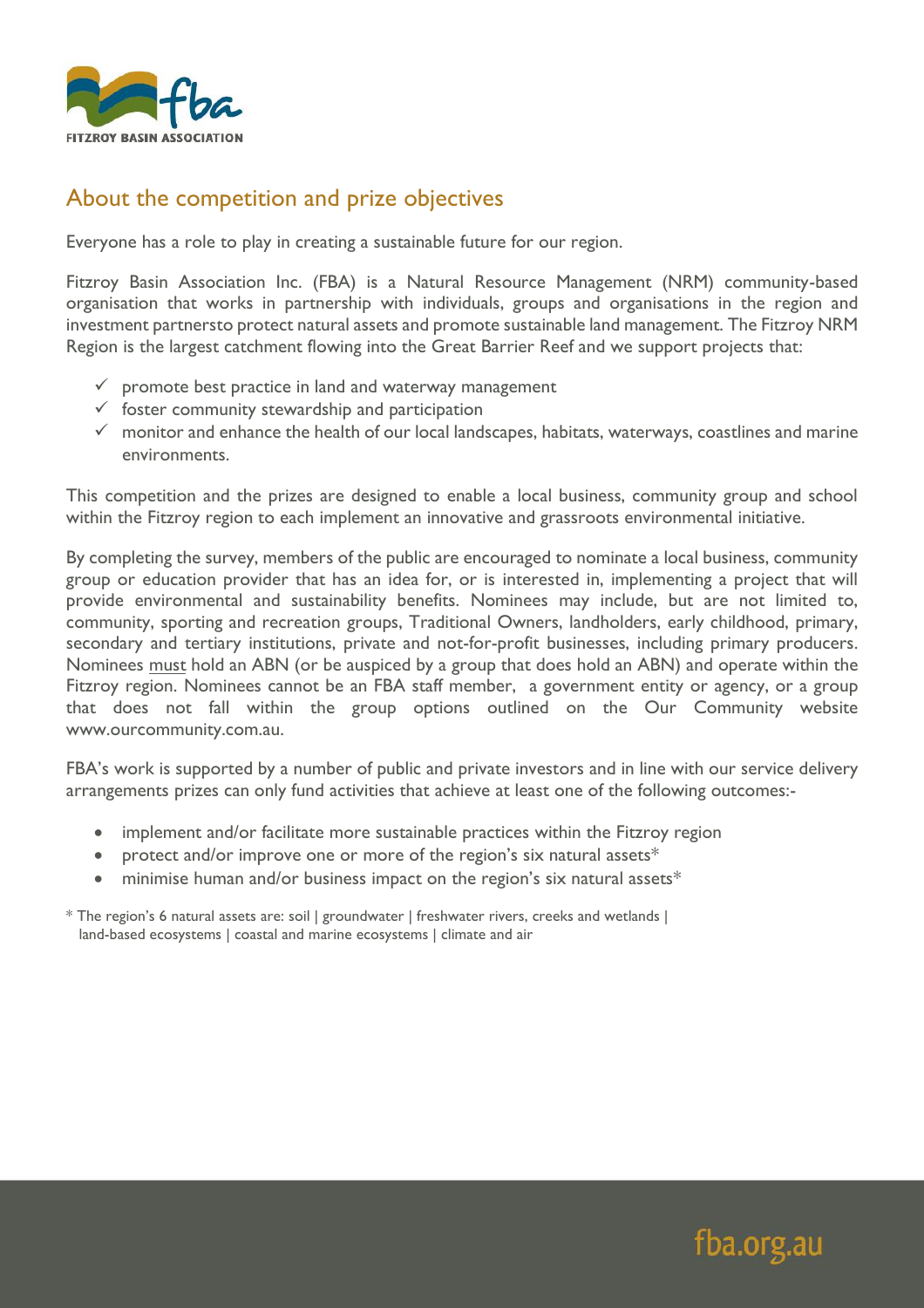## About the competition and prize objectives

Everyone has a role to play in creating a sustainable future for our region.

Fitzroy Basin Association Inc. (FBA) is a Natural Resource Management (NRM) community-based organisation that works in partnership with individuals, groups and organisations in the region and investment partnersto protect natural assets and promote sustainable land management. The Fitzroy NRM Region is the largest catchment flowing into the Great Barrier Reef and we support projects that:

- ✓ promote best practice in land and waterway management
- ✓ foster community stewardship and participation
- ✓ monitor and enhance the health of our local landscapes, habitats, waterways, coastlines and marine environments.

This competition and the prizes are designed to enable a local business, community group and school within the Fitzroy region to each implement an innovative and grassroots environmental initiative.

By completing the survey, members of the public are encouraged to nominate a local business, community group or education provider that has an idea for, or is interested in, implementing a project that will provide environmental and sustainability benefits. Nominees may include, but are not limited to, community, sporting and recreation groups, Traditional Owners, landholders, early childhood, primary, secondary and tertiary institutions, private and not-for-profit businesses, including primary producers. Nominees must hold an ABN (or be auspiced by a group that does hold an ABN) and operate within the Fitzroy region. Nominees cannot be an FBA staff member, a government entity or agency, or a group that does not fall within the group options outlined on the Our Community website www.ourcommunity.com.au.

FBA's work is supported by a number of public and private investors and in line with our service delivery arrangements prizes can only fund activities that achieve at least one of the following outcomes:-

- implement and/or facilitate more sustainable practices within the Fitzroy region
- protect and/or improve one or more of the region's six natural assets*
- minimise human and/or business impact on the region's six natural assets*

\* The region's 6 natural assets are: soil | groundwater | freshwater rivers, creeks and wetlands | land-based ecosystems | coastal and marine ecosystems | climate and air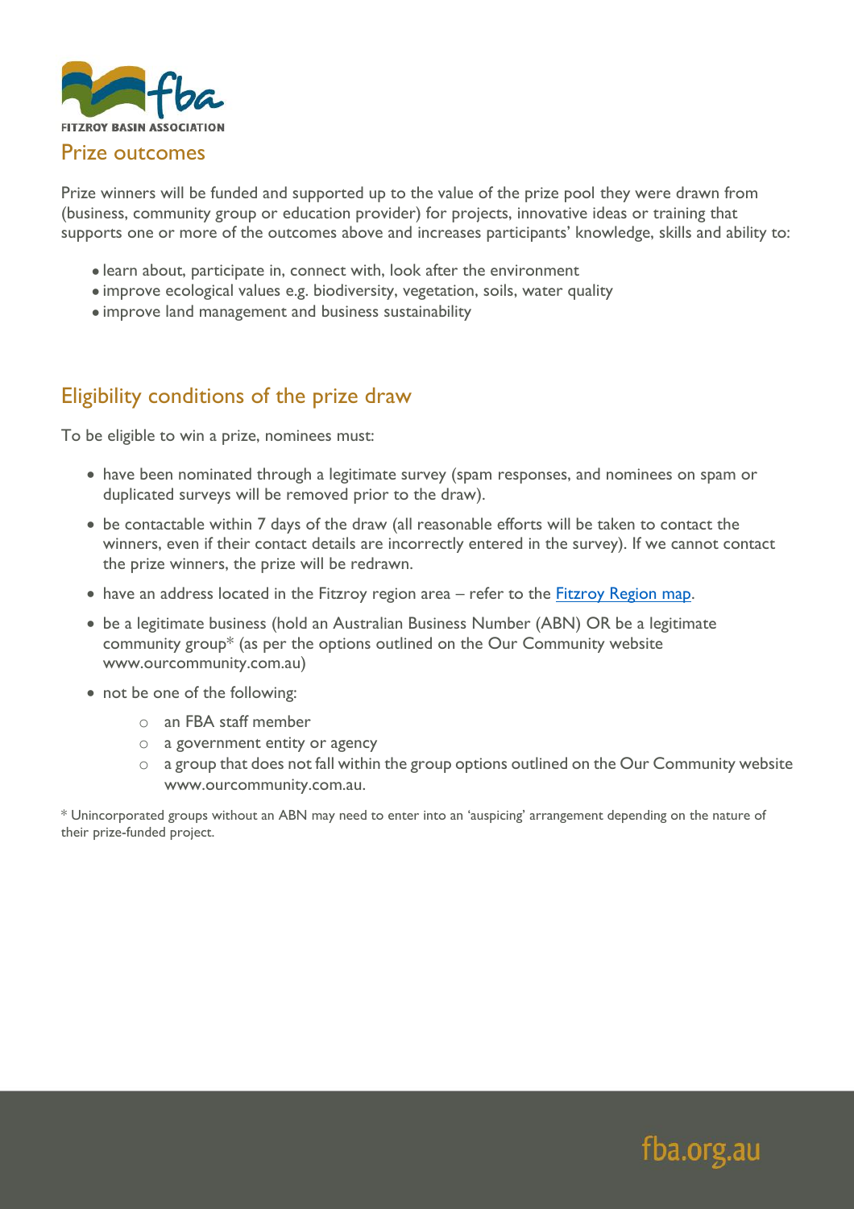## Prize outcomes

Prize winners will be funded and supported up to the value of the prize pool they were drawn from (business, community group or education provider) for projects, innovative ideas or training that supports one or more of the outcomes above and increases participants' knowledge, skills and ability to:

- learn about, participate in, connect with, look after the environment
- improve ecological values e.g. biodiversity, vegetation, soils, water quality
- improve land management and business sustainability

## Eligibility conditions of the prize draw

To be eligible to win a prize, nominees must:

- have been nominated through a legitimate survey (spam responses, and nominees on spam or duplicated surveys will be removed prior to the draw).
- be contactable within 7 days of the draw (all reasonable efforts will be taken to contact the winners, even if their contact details are incorrectly entered in the survey). If we cannot contact the prize winners, the prize will be redrawn.
- have an address located in the Fitzroy region area – refer to the Fitzroy Region map.
- be a legitimate business (hold an Australian Business Number (ABN) OR be a legitimate community group* (as per the options outlined on the Our Community website www.ourcommunity.com.au)
- not be one of the following:
  - an FBA staff member
  - a government entity or agency
  - a group that does not fall within the group options outlined on the Our Community website www.ourcommunity.com.au.

* Unincorporated groups without an ABN may need to enter into an 'auspicing' arrangement depending on the nature of their prize-funded project.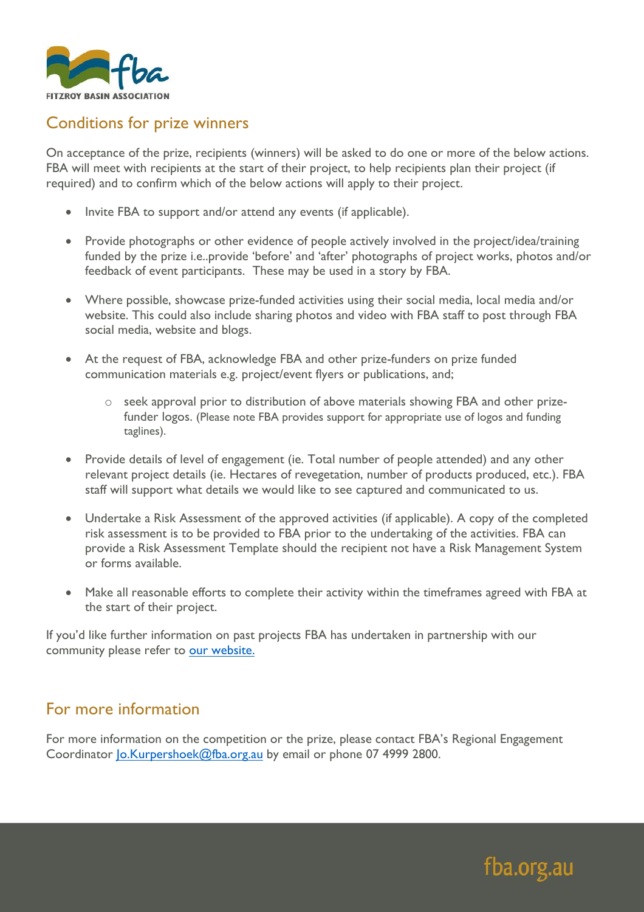## Conditions for prize winners

On acceptance of the prize, recipients (winners) will be asked to do one or more of the below actions. FBA will meet with recipients at the start of their project, to help recipients plan their project (if required) and to confirm which of the below actions will apply to their project.

- Invite FBA to support and/or attend any events (if applicable).
- Provide photographs or other evidence of people actively involved in the project/idea/training funded by the prize i.e..provide 'before' and 'after' photographs of project works, photos and/or feedback of event participants. These may be used in a story by FBA.
- Where possible, showcase prize-funded activities using their social media, local media and/or website. This could also include sharing photos and video with FBA staff to post through FBA social media, website and blogs.
- At the request of FBA, acknowledge FBA and other prize-funders on prize funded communication materials e.g. project/event flyers or publications, and;
  - seek approval prior to distribution of above materials showing FBA and other prize-funder logos. (Please note FBA provides support for appropriate use of logos and funding taglines).
- Provide details of level of engagement (ie. Total number of people attended) and any other relevant project details (ie. Hectares of revegetation, number of products produced, etc.). FBA staff will support what details we would like to see captured and communicated to us.
- Undertake a Risk Assessment of the approved activities (if applicable). A copy of the completed risk assessment is to be provided to FBA prior to the undertaking of the activities. FBA can provide a Risk Assessment Template should the recipient not have a Risk Management System or forms available.
- Make all reasonable efforts to complete their activity within the timeframes agreed with FBA at the start of their project.

If you'd like further information on past projects FBA has undertaken in partnership with our community please refer to our website.

## For more information

For more information on the competition or the prize, please contact FBA's Regional Engagement Coordinator Jo.Kurpershoek@fba.org.au by email or phone 07 4999 2800.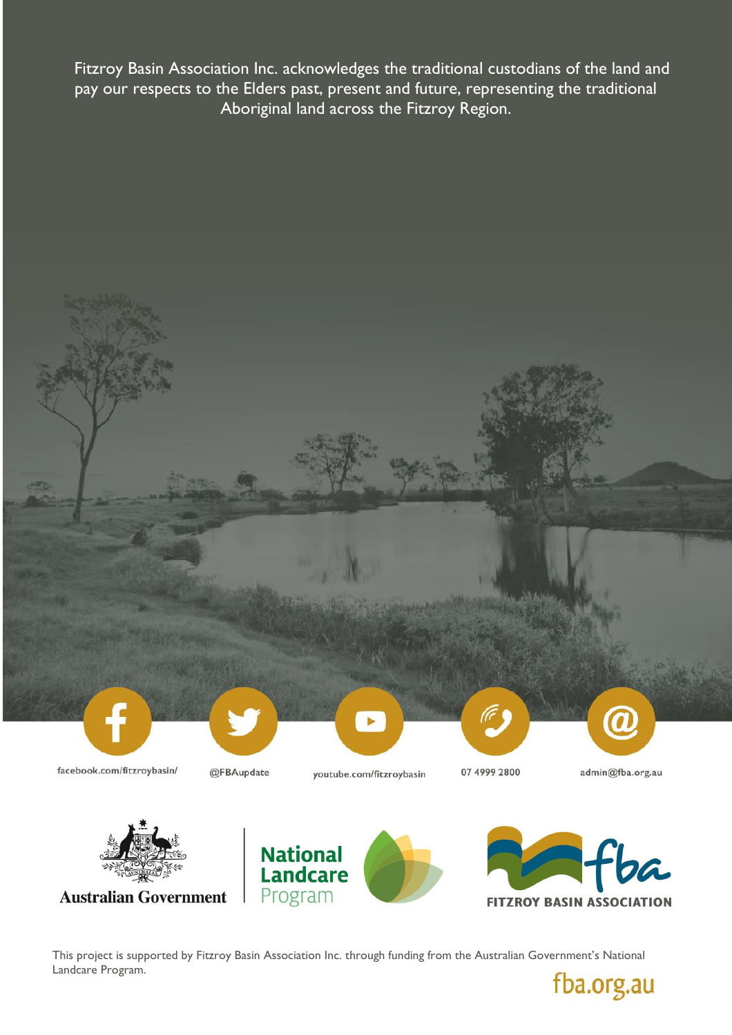Fitzroy Basin Association Inc. acknowledges the traditional custodians of the land and pay our respects to the Elders past, present and future, representing the traditional Aboriginal land across the Fitzroy Region.

facebook.com/fitzroybasin/

@FBAupdate

youtube.com/fitzroybasin

07 4999 2800

admin@fba.org.au

Australian Government

National Landcare Program

FITZROY BASIN ASSOCIATION

This project is supported by Fitzroy Basin Association Inc. through funding from the Australian Government's National Landcare Program.

fba.org.au